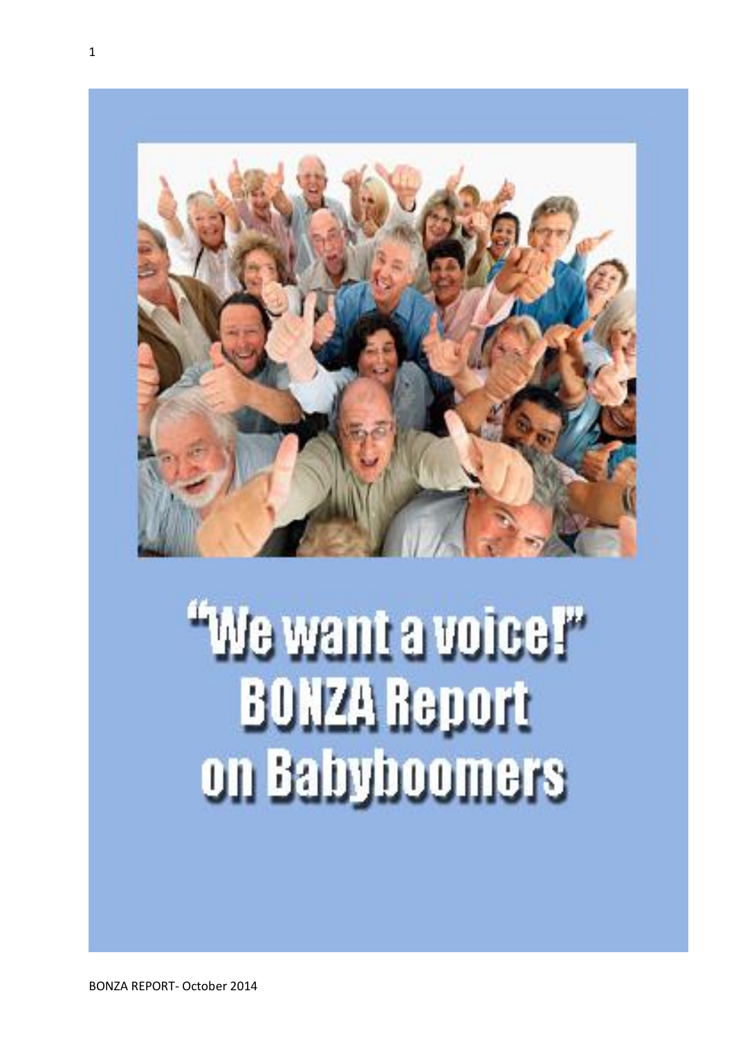# "We want a voice!"
# BONZA Report
# on Babyboomers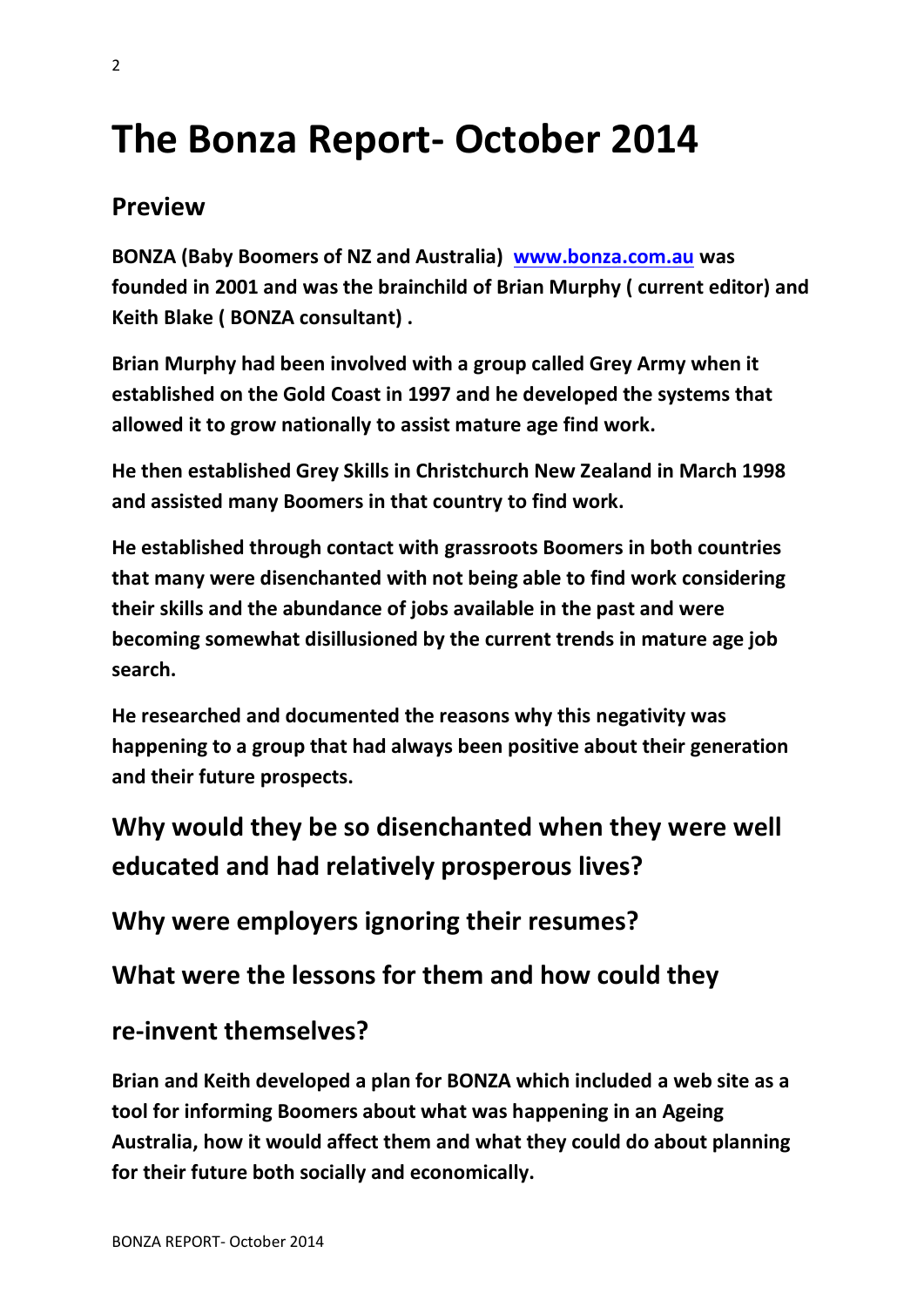# The Bonza Report- October 2014

## Preview

**BONZA (Baby Boomers of NZ and Australia) [www.bonza.com.au](http://www.bonza.com.au) was founded in 2001 and was the brainchild of Brian Murphy ( current editor) and Keith Blake ( BONZA consultant) .**

**Brian Murphy had been involved with a group called Grey Army when it established on the Gold Coast in 1997 and he developed the systems that allowed it to grow nationally to assist mature age find work.**

**He then established Grey Skills in Christchurch New Zealand in March 1998 and assisted many Boomers in that country to find work.**

**He established through contact with grassroots Boomers in both countries that many were disenchanted with not being able to find work considering their skills and the abundance of jobs available in the past and were becoming somewhat disillusioned by the current trends in mature age job search.**

**He researched and documented the reasons why this negativity was happening to a group that had always been positive about their generation and their future prospects.**

## Why would they be so disenchanted when they were well educated and had relatively prosperous lives?

### Why were employers ignoring their resumes?

### What were the lessons for them and how could they re-invent themselves?

**Brian and Keith developed a plan for BONZA which included a web site as a tool for informing Boomers about what was happening in an Ageing Australia, how it would affect them and what they could do about planning for their future both socially and economically.**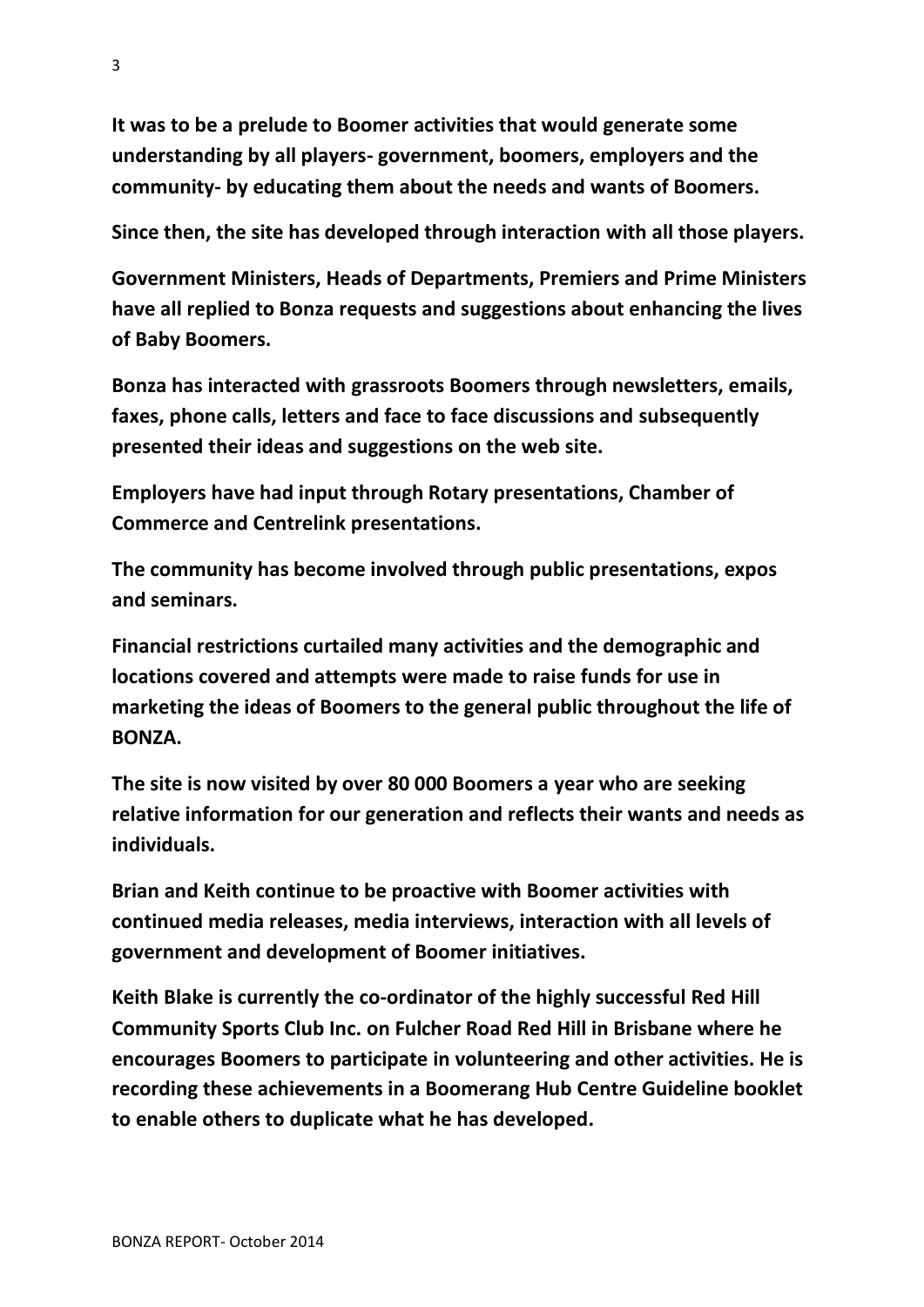**It was to be a prelude to Boomer activities that would generate some understanding by all players- government, boomers, employers and the community- by educating them about the needs and wants of Boomers.**

**Since then, the site has developed through interaction with all those players.**

**Government Ministers, Heads of Departments, Premiers and Prime Ministers have all replied to Bonza requests and suggestions about enhancing the lives of Baby Boomers.**

**Bonza has interacted with grassroots Boomers through newsletters, emails, faxes, phone calls, letters and face to face discussions and subsequently presented their ideas and suggestions on the web site.**

**Employers have had input through Rotary presentations, Chamber of Commerce and Centrelink presentations.**

**The community has become involved through public presentations, expos and seminars.**

**Financial restrictions curtailed many activities and the demographic and locations covered and attempts were made to raise funds for use in marketing the ideas of Boomers to the general public throughout the life of BONZA.**

**The site is now visited by over 80 000 Boomers a year who are seeking relative information for our generation and reflects their wants and needs as individuals.**

**Brian and Keith continue to be proactive with Boomer activities with continued media releases, media interviews, interaction with all levels of government and development of Boomer initiatives.**

**Keith Blake is currently the co-ordinator of the highly successful Red Hill Community Sports Club Inc. on Fulcher Road Red Hill in Brisbane where he encourages Boomers to participate in volunteering and other activities. He is recording these achievements in a Boomerang Hub Centre Guideline booklet to enable others to duplicate what he has developed.**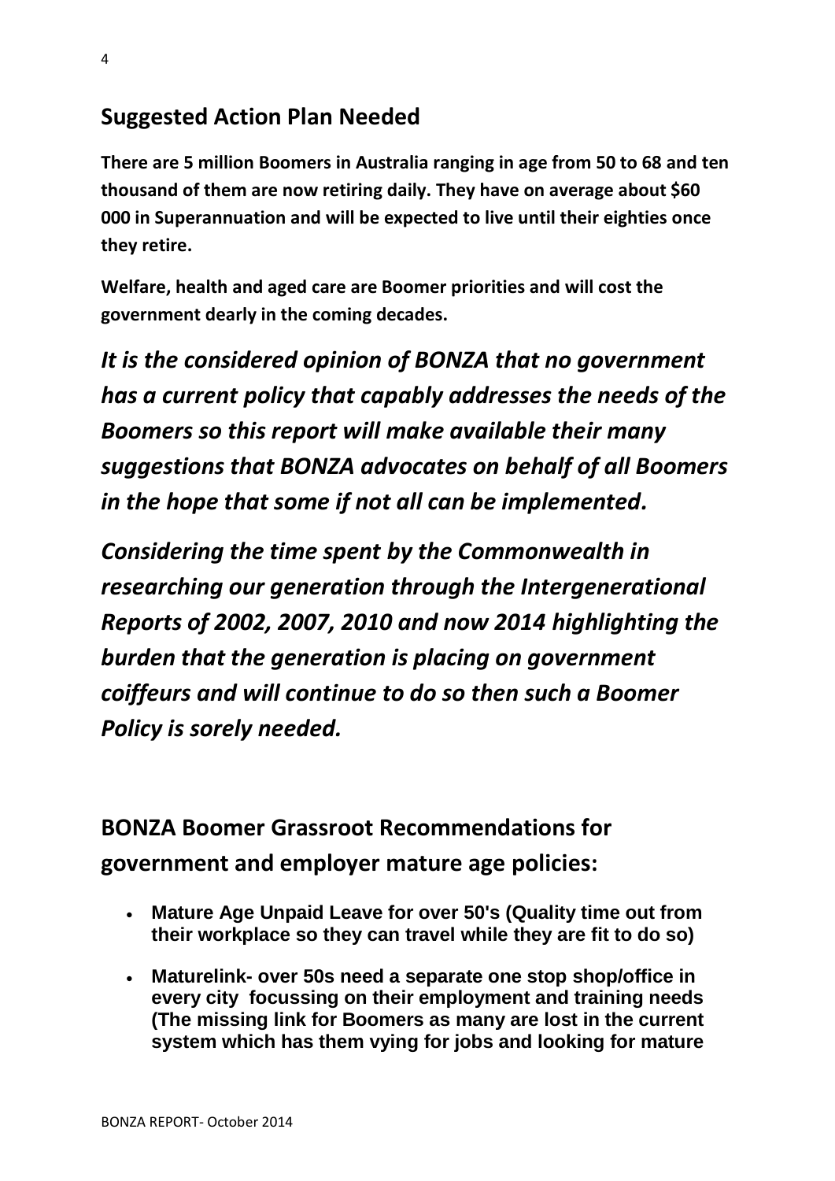## Suggested Action Plan Needed

**There are 5 million Boomers in Australia ranging in age from 50 to 68 and ten thousand of them are now retiring daily. They have on average about $60 000 in Superannuation and will be expected to live until their eighties once they retire.**

**Welfare, health and aged care are Boomer priorities and will cost the government dearly in the coming decades.**

***It is the considered opinion of BONZA that no government has a current policy that capably addresses the needs of the Boomers so this report will make available their many suggestions that BONZA advocates on behalf of all Boomers in the hope that some if not all can be implemented.***

***Considering the time spent by the Commonwealth in researching our generation through the Intergenerational Reports of 2002, 2007, 2010 and now 2014 highlighting the burden that the generation is placing on government coiffeurs and will continue to do so then such a Boomer Policy is sorely needed.***

## BONZA Boomer Grassroot Recommendations for government and employer mature age policies:

- **Mature Age Unpaid Leave for over 50's (Quality time out from their workplace so they can travel while they are fit to do so)**
- **Maturelink- over 50s need a separate one stop shop/office in every city focussing on their employment and training needs (The missing link for Boomers as many are lost in the current system which has them vying for jobs and looking for mature**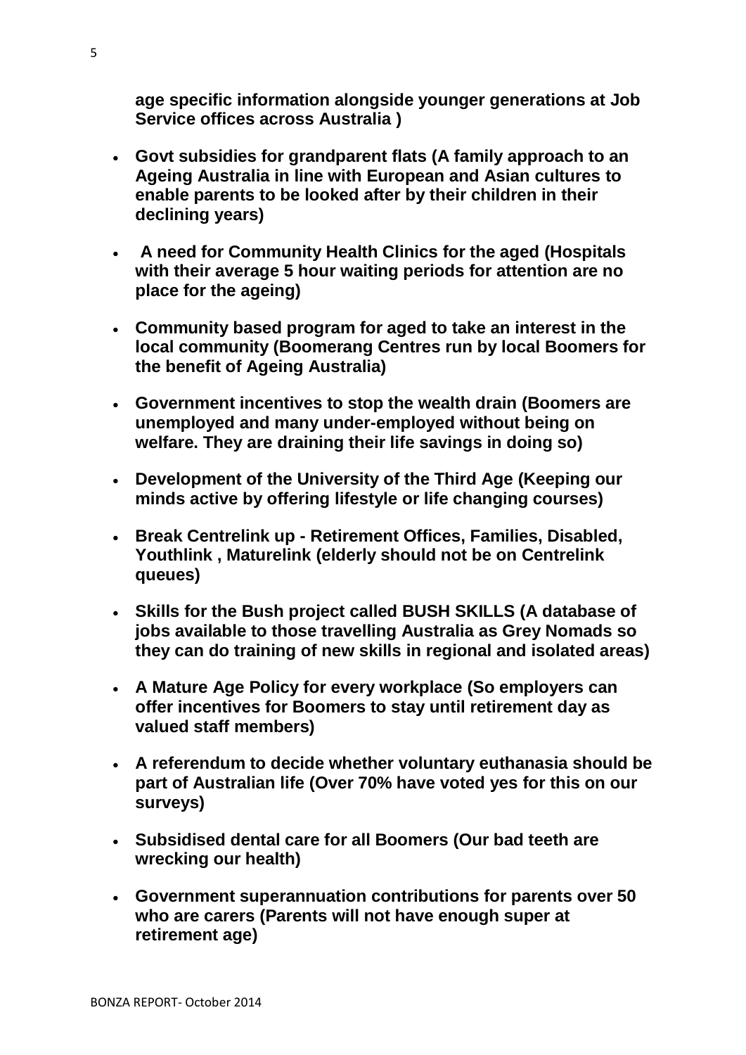**age specific information alongside younger generations at Job Service offices across Australia )**

- **Govt subsidies for grandparent flats (A family approach to an Ageing Australia in line with European and Asian cultures to enable parents to be looked after by their children in their declining years)**
- **A need for Community Health Clinics for the aged (Hospitals with their average 5 hour waiting periods for attention are no place for the ageing)**
- **Community based program for aged to take an interest in the local community (Boomerang Centres run by local Boomers for the benefit of Ageing Australia)**
- **Government incentives to stop the wealth drain (Boomers are unemployed and many under-employed without being on welfare. They are draining their life savings in doing so)**
- **Development of the University of the Third Age (Keeping our minds active by offering lifestyle or life changing courses)**
- **Break Centrelink up - Retirement Offices, Families, Disabled, Youthlink , Maturelink (elderly should not be on Centrelink queues)**
- **Skills for the Bush project called BUSH SKILLS (A database of jobs available to those travelling Australia as Grey Nomads so they can do training of new skills in regional and isolated areas)**
- **A Mature Age Policy for every workplace (So employers can offer incentives for Boomers to stay until retirement day as valued staff members)**
- **A referendum to decide whether voluntary euthanasia should be part of Australian life (Over 70% have voted yes for this on our surveys)**
- **Subsidised dental care for all Boomers (Our bad teeth are wrecking our health)**
- **Government superannuation contributions for parents over 50 who are carers (Parents will not have enough super at retirement age)**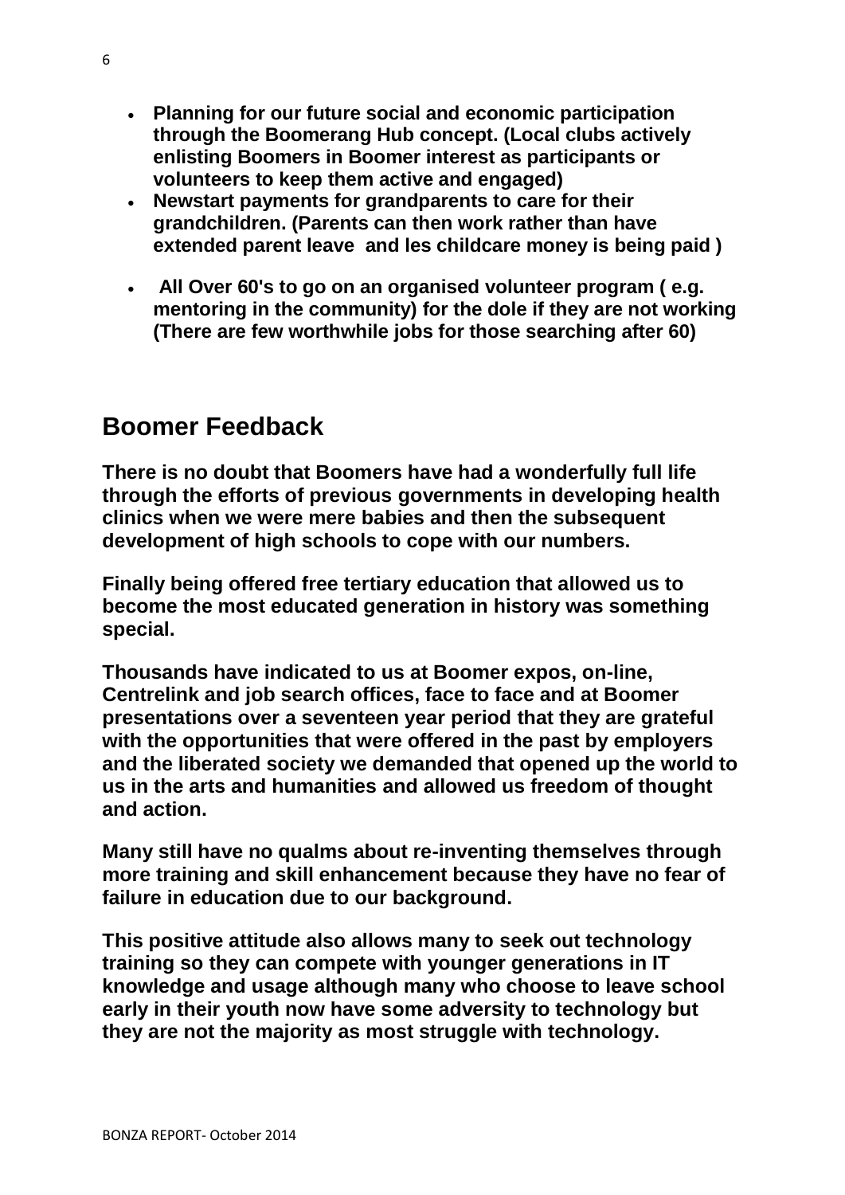- **Planning for our future social and economic participation through the Boomerang Hub concept. (Local clubs actively enlisting Boomers in Boomer interest as participants or volunteers to keep them active and engaged)**
- **Newstart payments for grandparents to care for their grandchildren. (Parents can then work rather than have extended parent leave and les childcare money is being paid )**
- **All Over 60's to go on an organised volunteer program ( e.g. mentoring in the community) for the dole if they are not working (There are few worthwhile jobs for those searching after 60)**

## Boomer Feedback

**There is no doubt that Boomers have had a wonderfully full life through the efforts of previous governments in developing health clinics when we were mere babies and then the subsequent development of high schools to cope with our numbers.**

**Finally being offered free tertiary education that allowed us to become the most educated generation in history was something special.**

**Thousands have indicated to us at Boomer expos, on-line, Centrelink and job search offices, face to face and at Boomer presentations over a seventeen year period that they are grateful with the opportunities that were offered in the past by employers and the liberated society we demanded that opened up the world to us in the arts and humanities and allowed us freedom of thought and action.**

**Many still have no qualms about re-inventing themselves through more training and skill enhancement because they have no fear of failure in education due to our background.**

**This positive attitude also allows many to seek out technology training so they can compete with younger generations in IT knowledge and usage although many who choose to leave school early in their youth now have some adversity to technology but they are not the majority as most struggle with technology.**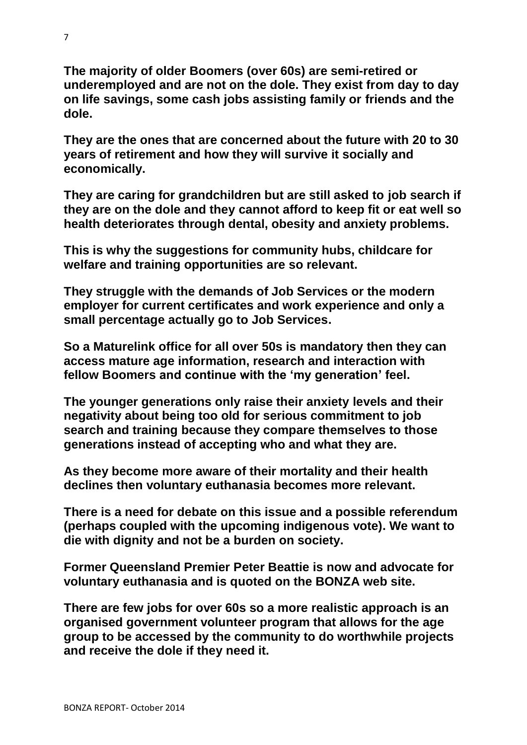**The majority of older Boomers (over 60s) are semi-retired or underemployed and are not on the dole. They exist from day to day on life savings, some cash jobs assisting family or friends and the dole.**

**They are the ones that are concerned about the future with 20 to 30 years of retirement and how they will survive it socially and economically.**

**They are caring for grandchildren but are still asked to job search if they are on the dole and they cannot afford to keep fit or eat well so health deteriorates through dental, obesity and anxiety problems.**

**This is why the suggestions for community hubs, childcare for welfare and training opportunities are so relevant.**

**They struggle with the demands of Job Services or the modern employer for current certificates and work experience and only a small percentage actually go to Job Services.**

**So a Maturelink office for all over 50s is mandatory then they can access mature age information, research and interaction with fellow Boomers and continue with the 'my generation' feel.**

**The younger generations only raise their anxiety levels and their negativity about being too old for serious commitment to job search and training because they compare themselves to those generations instead of accepting who and what they are.**

**As they become more aware of their mortality and their health declines then voluntary euthanasia becomes more relevant.**

**There is a need for debate on this issue and a possible referendum (perhaps coupled with the upcoming indigenous vote). We want to die with dignity and not be a burden on society.**

**Former Queensland Premier Peter Beattie is now and advocate for voluntary euthanasia and is quoted on the BONZA web site.**

**There are few jobs for over 60s so a more realistic approach is an organised government volunteer program that allows for the age group to be accessed by the community to do worthwhile projects and receive the dole if they need it.**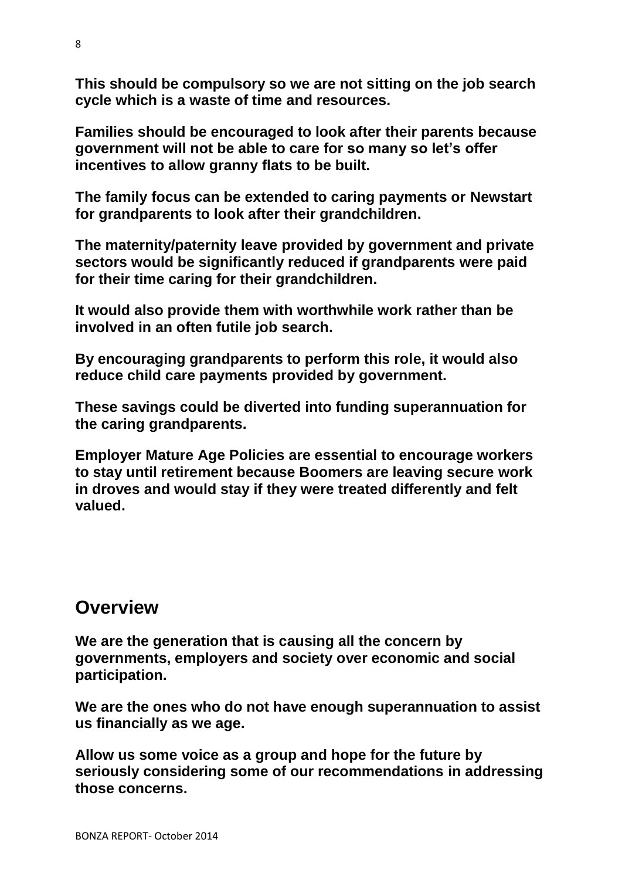**This should be compulsory so we are not sitting on the job search cycle which is a waste of time and resources.**

**Families should be encouraged to look after their parents because government will not be able to care for so many so let's offer incentives to allow granny flats to be built.**

**The family focus can be extended to caring payments or Newstart for grandparents to look after their grandchildren.**

**The maternity/paternity leave provided by government and private sectors would be significantly reduced if grandparents were paid for their time caring for their grandchildren.**

**It would also provide them with worthwhile work rather than be involved in an often futile job search.**

**By encouraging grandparents to perform this role, it would also reduce child care payments provided by government.**

**These savings could be diverted into funding superannuation for the caring grandparents.**

**Employer Mature Age Policies are essential to encourage workers to stay until retirement because Boomers are leaving secure work in droves and would stay if they were treated differently and felt valued.**

## Overview

**We are the generation that is causing all the concern by governments, employers and society over economic and social participation.**

**We are the ones who do not have enough superannuation to assist us financially as we age.**

**Allow us some voice as a group and hope for the future by seriously considering some of our recommendations in addressing those concerns.**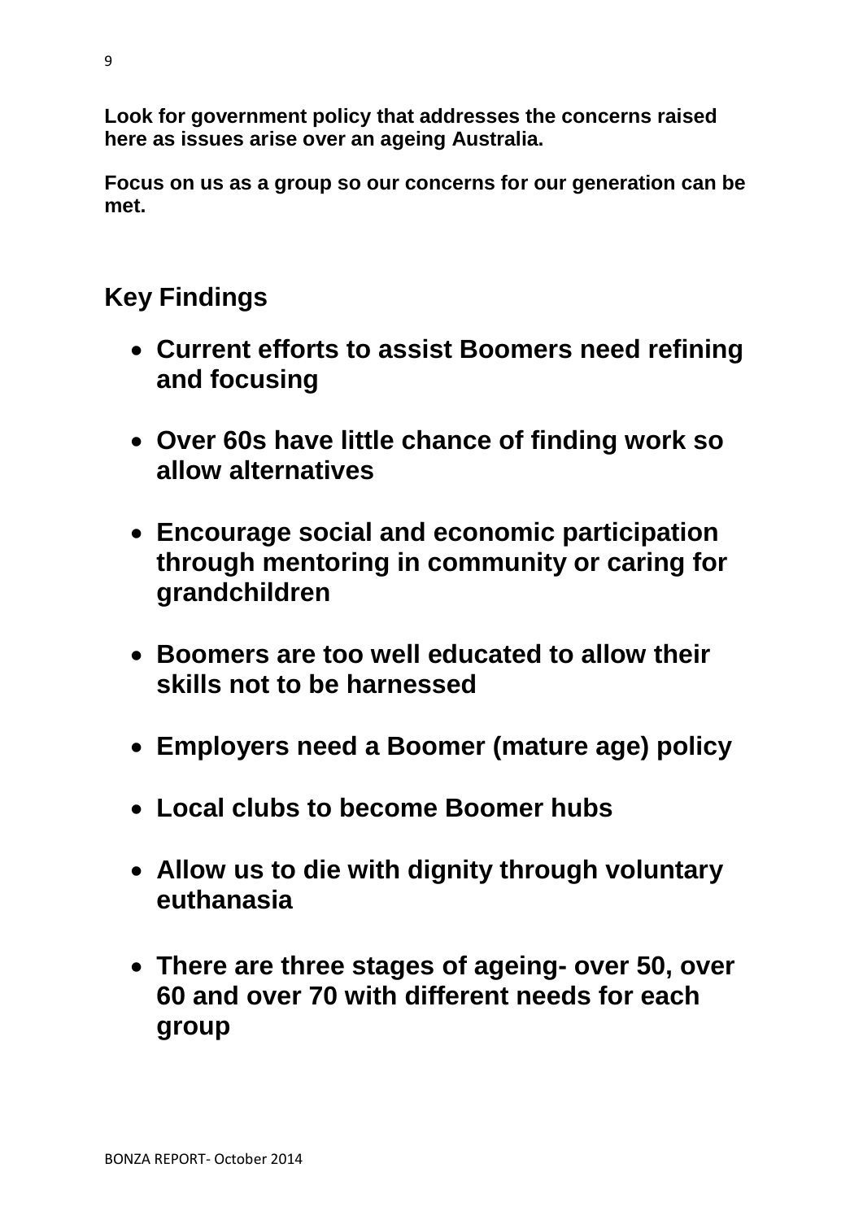**Look for government policy that addresses the concerns raised here as issues arise over an ageing Australia.**

**Focus on us as a group so our concerns for our generation can be met.**

## Key Findings

- **Current efforts to assist Boomers need refining and focusing**
- **Over 60s have little chance of finding work so allow alternatives**
- **Encourage social and economic participation through mentoring in community or caring for grandchildren**
- **Boomers are too well educated to allow their skills not to be harnessed**
- **Employers need a Boomer (mature age) policy**
- **Local clubs to become Boomer hubs**
- **Allow us to die with dignity through voluntary euthanasia**
- **There are three stages of ageing- over 50, over 60 and over 70 with different needs for each group**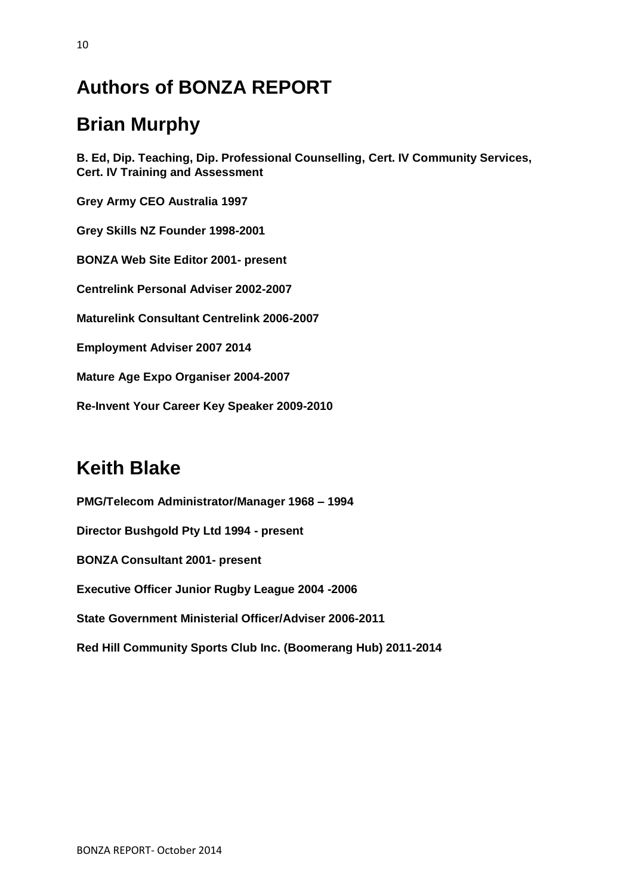# Authors of BONZA REPORT

## Brian Murphy

**B. Ed, Dip. Teaching, Dip. Professional Counselling, Cert. IV Community Services, Cert. IV Training and Assessment**

**Grey Army CEO Australia 1997**

**Grey Skills NZ Founder 1998-2001**

**BONZA Web Site Editor 2001- present**

**Centrelink Personal Adviser 2002-2007**

**Maturelink Consultant Centrelink 2006-2007**

**Employment Adviser 2007 2014**

**Mature Age Expo Organiser 2004-2007**

**Re-Invent Your Career Key Speaker 2009-2010**

## Keith Blake

**PMG/Telecom Administrator/Manager 1968 – 1994**

**Director Bushgold Pty Ltd 1994 - present**

**BONZA Consultant 2001- present**

**Executive Officer Junior Rugby League 2004 -2006**

**State Government Ministerial Officer/Adviser 2006-2011**

**Red Hill Community Sports Club Inc. (Boomerang Hub) 2011-2014**